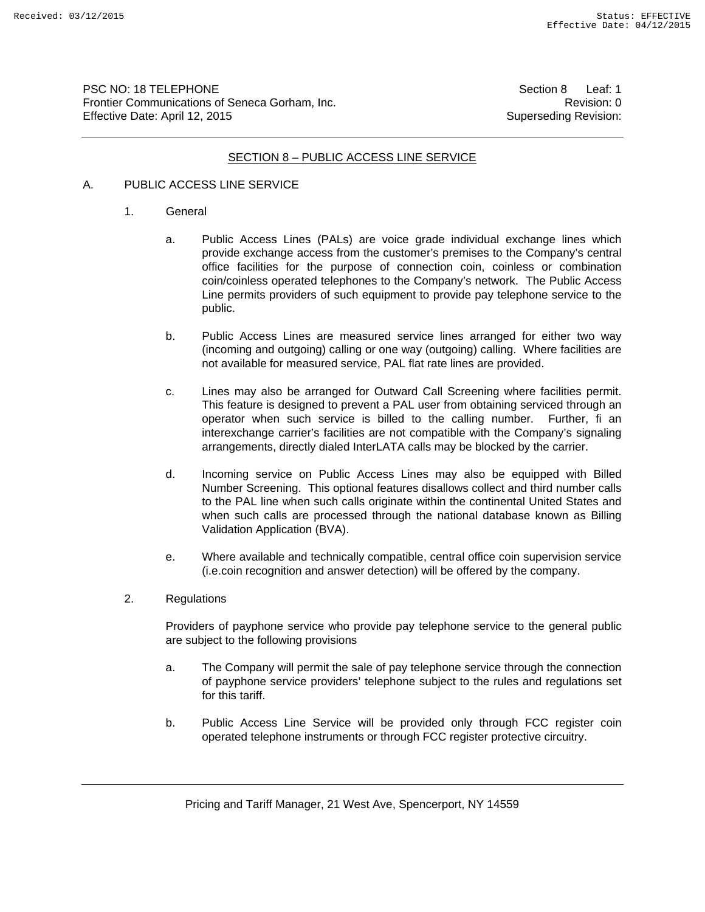PSC NO: 18 TELEPHONE  
Frontier Communications of Seneca Gorham, Inc.  
Effective Date: April 12, 2015

Section 8 Leaf: 1  
Revision: 0  
Superseding Revision:

## SECTION 8 – PUBLIC ACCESS LINE SERVICE

A. PUBLIC ACCESS LINE SERVICE

1. General

    a. Public Access Lines (PALs) are voice grade individual exchange lines which provide exchange access from the customer's premises to the Company's central office facilities for the purpose of connection coin, coinless or combination coin/coinless operated telephones to the Company's network. The Public Access Line permits providers of such equipment to provide pay telephone service to the public.

    b. Public Access Lines are measured service lines arranged for either two way (incoming and outgoing) calling or one way (outgoing) calling. Where facilities are not available for measured service, PAL flat rate lines are provided.

    c. Lines may also be arranged for Outward Call Screening where facilities permit. This feature is designed to prevent a PAL user from obtaining serviced through an operator when such service is billed to the calling number. Further, fi an interexchange carrier's facilities are not compatible with the Company's signaling arrangements, directly dialed InterLATA calls may be blocked by the carrier.

    d. Incoming service on Public Access Lines may also be equipped with Billed Number Screening. This optional features disallows collect and third number calls to the PAL line when such calls originate within the continental United States and when such calls are processed through the national database known as Billing Validation Application (BVA).

    e. Where available and technically compatible, central office coin supervision service (i.e.coin recognition and answer detection) will be offered by the company.

2. Regulations

    Providers of payphone service who provide pay telephone service to the general public are subject to the following provisions

    a. The Company will permit the sale of pay telephone service through the connection of payphone service providers' telephone subject to the rules and regulations set for this tariff.

    b. Public Access Line Service will be provided only through FCC register coin operated telephone instruments or through FCC register protective circuitry.

Pricing and Tariff Manager, 21 West Ave, Spencerport, NY 14559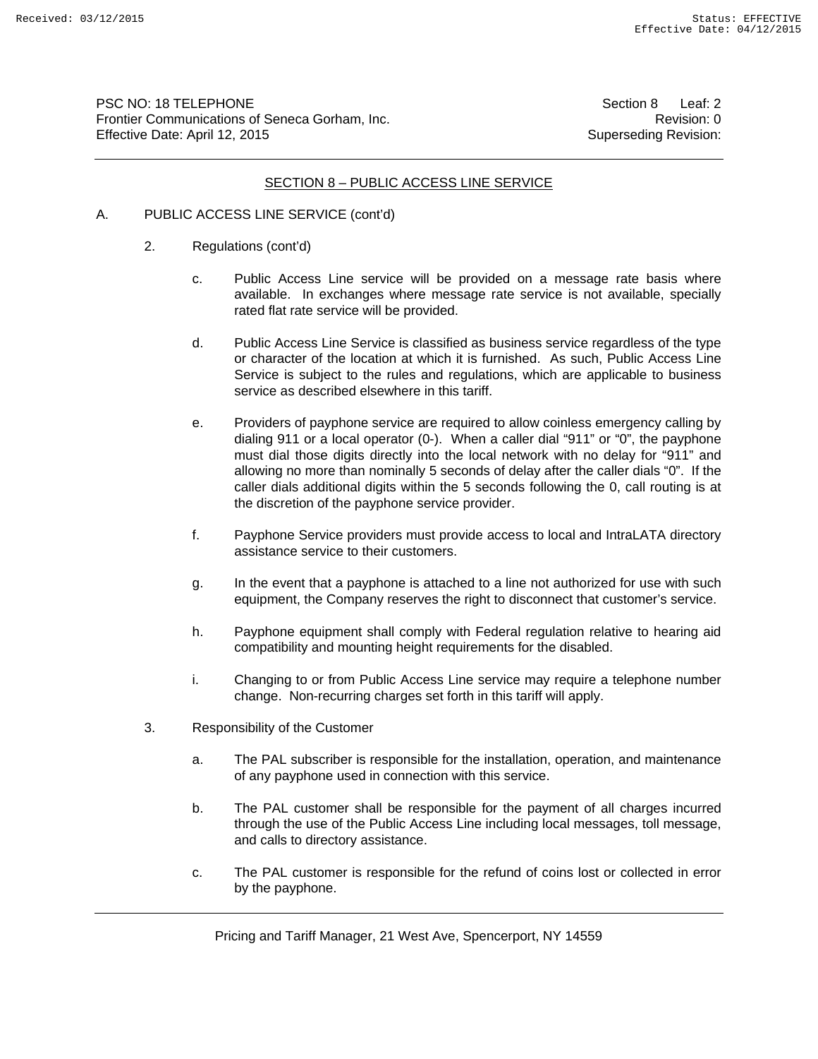## SECTION 8 – PUBLIC ACCESS LINE SERVICE

A. PUBLIC ACCESS LINE SERVICE (cont'd)

2. Regulations (cont'd)

   c. Public Access Line service will be provided on a message rate basis where available. In exchanges where message rate service is not available, specially rated flat rate service will be provided.

   d. Public Access Line Service is classified as business service regardless of the type or character of the location at which it is furnished. As such, Public Access Line Service is subject to the rules and regulations, which are applicable to business service as described elsewhere in this tariff.

   e. Providers of payphone service are required to allow coinless emergency calling by dialing 911 or a local operator (0-). When a caller dial "911" or "0", the payphone must dial those digits directly into the local network with no delay for "911" and allowing no more than nominally 5 seconds of delay after the caller dials "0". If the caller dials additional digits within the 5 seconds following the 0, call routing is at the discretion of the payphone service provider.

   f. Payphone Service providers must provide access to local and IntraLATA directory assistance service to their customers.

   g. In the event that a payphone is attached to a line not authorized for use with such equipment, the Company reserves the right to disconnect that customer's service.

   h. Payphone equipment shall comply with Federal regulation relative to hearing aid compatibility and mounting height requirements for the disabled.

   i. Changing to or from Public Access Line service may require a telephone number change. Non-recurring charges set forth in this tariff will apply.

3. Responsibility of the Customer

   a. The PAL subscriber is responsible for the installation, operation, and maintenance of any payphone used in connection with this service.

   b. The PAL customer shall be responsible for the payment of all charges incurred through the use of the Public Access Line including local messages, toll message, and calls to directory assistance.

   c. The PAL customer is responsible for the refund of coins lost or collected in error by the payphone.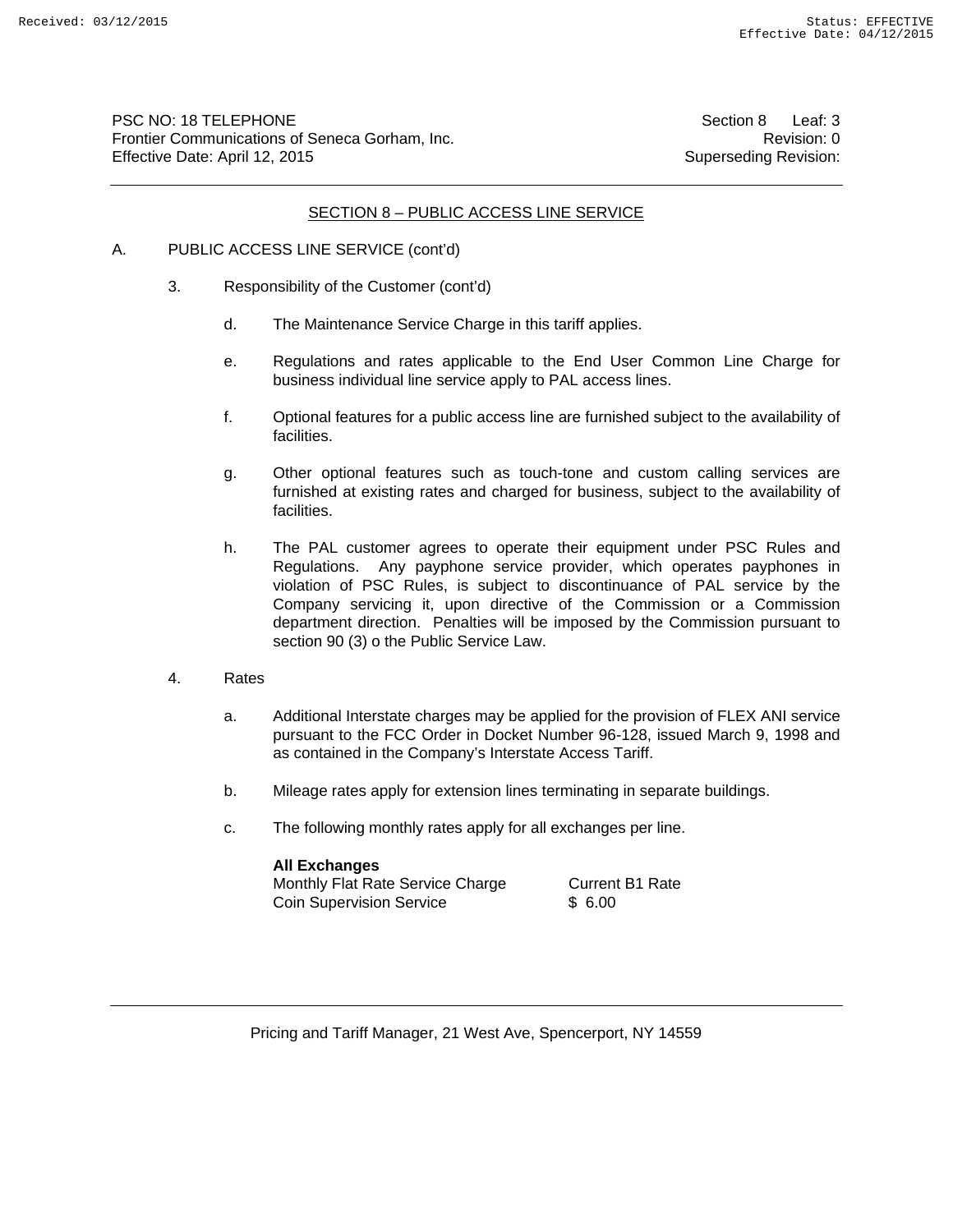## SECTION 8 – PUBLIC ACCESS LINE SERVICE

A. PUBLIC ACCESS LINE SERVICE (cont'd)

3. Responsibility of the Customer (cont'd)

   d. The Maintenance Service Charge in this tariff applies.

   e. Regulations and rates applicable to the End User Common Line Charge for business individual line service apply to PAL access lines.

   f. Optional features for a public access line are furnished subject to the availability of facilities.

   g. Other optional features such as touch-tone and custom calling services are furnished at existing rates and charged for business, subject to the availability of facilities.

   h. The PAL customer agrees to operate their equipment under PSC Rules and Regulations. Any payphone service provider, which operates payphones in violation of PSC Rules, is subject to discontinuance of PAL service by the Company servicing it, upon directive of the Commission or a Commission department direction. Penalties will be imposed by the Commission pursuant to section 90 (3) o the Public Service Law.

4. Rates

   a. Additional Interstate charges may be applied for the provision of FLEX ANI service pursuant to the FCC Order in Docket Number 96-128, issued March 9, 1998 and as contained in the Company's Interstate Access Tariff.

   b. Mileage rates apply for extension lines terminating in separate buildings.

   c. The following monthly rates apply for all exchanges per line.

| **All Exchanges** | |
|---|---|
| Monthly Flat Rate Service Charge | Current B1 Rate |
| Coin Supervision Service | $ 6.00 |